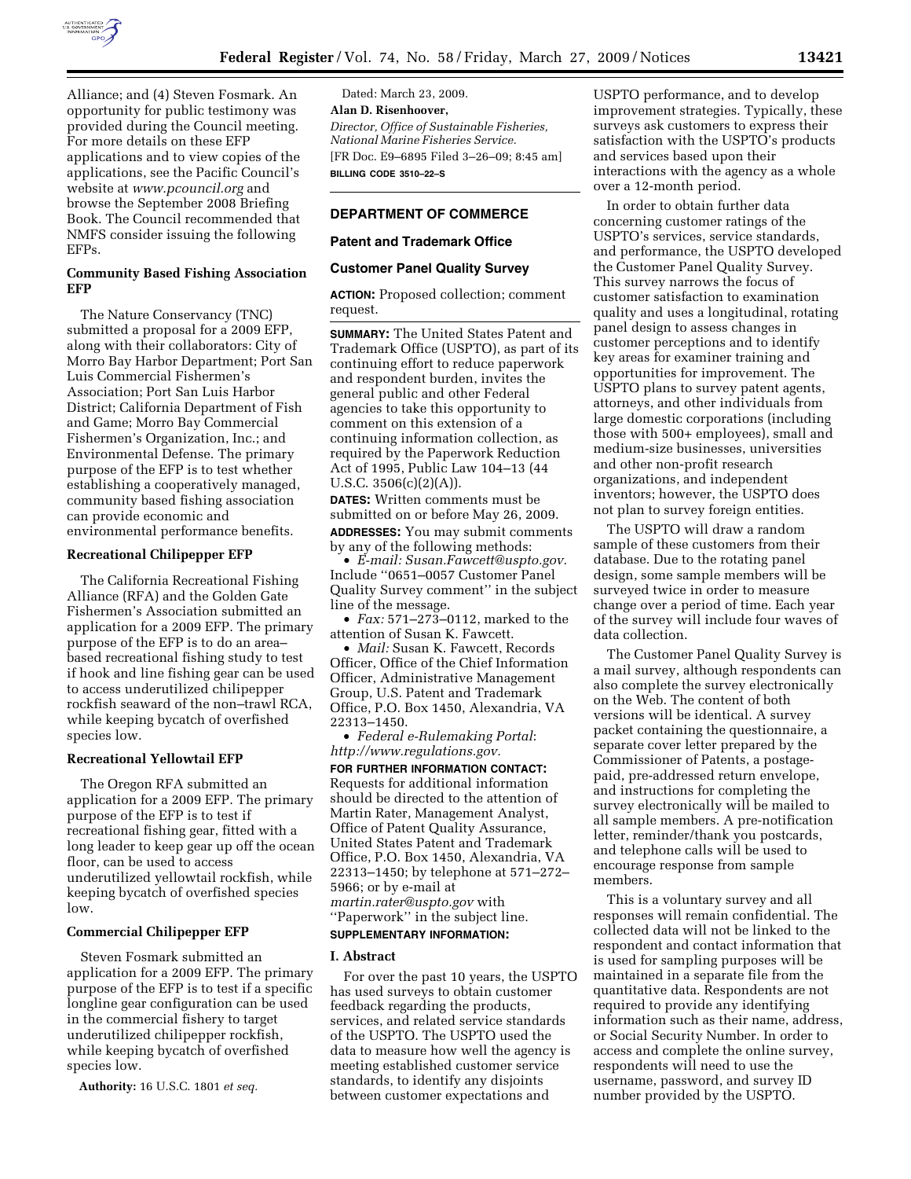Alliance; and (4) Steven Fosmark. An opportunity for public testimony was provided during the Council meeting. For more details on these EFP applications and to view copies of the applications, see the Pacific Council's website at *www.pcouncil.org* and browse the September 2008 Briefing Book. The Council recommended that NMFS consider issuing the following EFPs.

**Community Based Fishing Association EFP**

The Nature Conservancy (TNC) submitted a proposal for a 2009 EFP, along with their collaborators: City of Morro Bay Harbor Department; Port San Luis Commercial Fishermen's Association; Port San Luis Harbor District; California Department of Fish and Game; Morro Bay Commercial Fishermen's Organization, Inc.; and Environmental Defense. The primary purpose of the EFP is to test whether establishing a cooperatively managed, community based fishing association can provide economic and environmental performance benefits.

**Recreational Chilipepper EFP**

The California Recreational Fishing Alliance (RFA) and the Golden Gate Fishermen's Association submitted an application for a 2009 EFP. The primary purpose of the EFP is to do an area–based recreational fishing study to test if hook and line fishing gear can be used to access underutilized chilipepper rockfish seaward of the non–trawl RCA, while keeping bycatch of overfished species low.

**Recreational Yellowtail EFP**

The Oregon RFA submitted an application for a 2009 EFP. The primary purpose of the EFP is to test if recreational fishing gear, fitted with a long leader to keep gear up off the ocean floor, can be used to access underutilized yellowtail rockfish, while keeping bycatch of overfished species low.

**Commercial Chilipepper EFP**

Steven Fosmark submitted an application for a 2009 EFP. The primary purpose of the EFP is to test if a specific longline gear configuration can be used in the commercial fishery to target underutilized chilipepper rockfish, while keeping bycatch of overfished species low.

**Authority:** 16 U.S.C. 1801 *et seq.*

Dated: March 23, 2009.

**Alan D. Risenhoover,**

*Director, Office of Sustainable Fisheries, National Marine Fisheries Service.*

[FR Doc. E9–6895 Filed 3–26–09; 8:45 am]

**BILLING CODE 3510–22–S**

## DEPARTMENT OF COMMERCE

### Patent and Trademark Office

### Customer Panel Quality Survey

**ACTION:** Proposed collection; comment request.

**SUMMARY:** The United States Patent and Trademark Office (USPTO), as part of its continuing effort to reduce paperwork and respondent burden, invites the general public and other Federal agencies to take this opportunity to comment on this extension of a continuing information collection, as required by the Paperwork Reduction Act of 1995, Public Law 104–13 (44 U.S.C. 3506(c)(2)(A)).

**DATES:** Written comments must be submitted on or before May 26, 2009.

**ADDRESSES:** You may submit comments by any of the following methods:

- *E-mail: Susan.Fawcett@uspto.gov.* Include ''0651–0057 Customer Panel Quality Survey comment'' in the subject line of the message.
- *Fax:* 571–273–0112, marked to the attention of Susan K. Fawcett.
- *Mail:* Susan K. Fawcett, Records Officer, Office of the Chief Information Officer, Administrative Management Group, U.S. Patent and Trademark Office, P.O. Box 1450, Alexandria, VA 22313–1450.
- *Federal e-Rulemaking Portal*: *http://www.regulations.gov.*

**FOR FURTHER INFORMATION CONTACT:** Requests for additional information should be directed to the attention of Martin Rater, Management Analyst, Office of Patent Quality Assurance, United States Patent and Trademark Office, P.O. Box 1450, Alexandria, VA 22313–1450; by telephone at 571–272–5966; or by e-mail at *martin.rater@uspto.gov* with ''Paperwork'' in the subject line.

**SUPPLEMENTARY INFORMATION:**

**I. Abstract**

For over the past 10 years, the USPTO has used surveys to obtain customer feedback regarding the products, services, and related service standards of the USPTO. The USPTO used the data to measure how well the agency is meeting established customer service standards, to identify any disjoints between customer expectations and USPTO performance, and to develop improvement strategies. Typically, these surveys ask customers to express their satisfaction with the USPTO's products and services based upon their interactions with the agency as a whole over a 12-month period.

In order to obtain further data concerning customer ratings of the USPTO's services, service standards, and performance, the USPTO developed the Customer Panel Quality Survey. This survey narrows the focus of customer satisfaction to examination quality and uses a longitudinal, rotating panel design to assess changes in customer perceptions and to identify key areas for examiner training and opportunities for improvement. The USPTO plans to survey patent agents, attorneys, and other individuals from large domestic corporations (including those with 500+ employees), small and medium-size businesses, universities and other non-profit research organizations, and independent inventors; however, the USPTO does not plan to survey foreign entities.

The USPTO will draw a random sample of these customers from their database. Due to the rotating panel design, some sample members will be surveyed twice in order to measure change over a period of time. Each year of the survey will include four waves of data collection.

The Customer Panel Quality Survey is a mail survey, although respondents can also complete the survey electronically on the Web. The content of both versions will be identical. A survey packet containing the questionnaire, a separate cover letter prepared by the Commissioner of Patents, a postage-paid, pre-addressed return envelope, and instructions for completing the survey electronically will be mailed to all sample members. A pre-notification letter, reminder/thank you postcards, and telephone calls will be used to encourage response from sample members.

This is a voluntary survey and all responses will remain confidential. The collected data will not be linked to the respondent and contact information that is used for sampling purposes will be maintained in a separate file from the quantitative data. Respondents are not required to provide any identifying information such as their name, address, or Social Security Number. In order to access and complete the online survey, respondents will need to use the username, password, and survey ID number provided by the USPTO.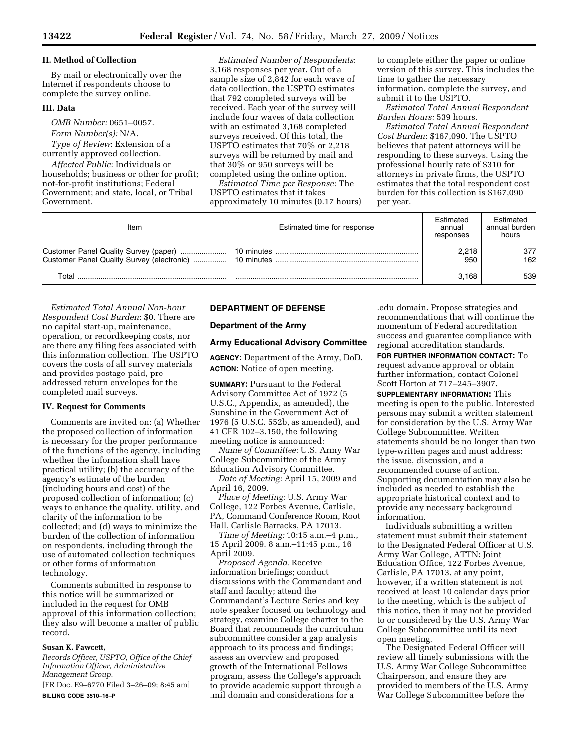## II. Method of Collection

By mail or electronically over the Internet if respondents choose to complete the survey online.

## III. Data

*OMB Number:* 0651–0057.

*Form Number(s):* N/A.

*Type of Review*: Extension of a currently approved collection.

*Affected Public*: Individuals or households; business or other for profit; not-for-profit institutions; Federal Government; and state, local, or Tribal Government.

*Estimated Number of Respondents*: 3,168 responses per year. Out of a sample size of 2,842 for each wave of data collection, the USPTO estimates that 792 completed surveys will be received. Each year of the survey will include four waves of data collection with an estimated 3,168 completed surveys received. Of this total, the USPTO estimates that 70% or 2,218 surveys will be returned by mail and that 30% or 950 surveys will be completed using the online option.

*Estimated Time per Response*: The USPTO estimates that it takes approximately 10 minutes (0.17 hours) to complete either the paper or online version of this survey. This includes the time to gather the necessary information, complete the survey, and submit it to the USPTO.

*Estimated Total Annual Respondent Burden Hours:* 539 hours.

*Estimated Total Annual Respondent Cost Burden*: $167,090. The USPTO believes that patent attorneys will be responding to these surveys. Using the professional hourly rate of $310 for attorneys in private firms, the USPTO estimates that the total respondent cost burden for this collection is $167,090 per year.

| Item | Estimated time for response | Estimated annual responses | Estimated annual burden hours |
|---|---|---|---|
| Customer Panel Quality Survey (paper) | 10 minutes | 2,218 | 377 |
| Customer Panel Quality Survey (electronic) | 10 minutes | 950 | 162 |
| Total | | 3,168 | 539 |

*Estimated Total Annual Non-hour Respondent Cost Burden*: $0. There are no capital start-up, maintenance, operation, or recordkeeping costs, nor are there any filing fees associated with this information collection. The USPTO covers the costs of all survey materials and provides postage-paid, pre-addressed return envelopes for the completed mail surveys.

## IV. Request for Comments

Comments are invited on: (a) Whether the proposed collection of information is necessary for the proper performance of the functions of the agency, including whether the information shall have practical utility; (b) the accuracy of the agency's estimate of the burden (including hours and cost) of the proposed collection of information; (c) ways to enhance the quality, utility, and clarity of the information to be collected; and (d) ways to minimize the burden of the collection of information on respondents, including through the use of automated collection techniques or other forms of information technology.

Comments submitted in response to this notice will be summarized or included in the request for OMB approval of this information collection; they also will become a matter of public record.

**Susan K. Fawcett,**

*Records Officer, USPTO, Office of the Chief Information Officer, Administrative Management Group.*

[FR Doc. E9–6770 Filed 3–26–09; 8:45 am]

**BILLING CODE 3510–16–P**

# DEPARTMENT OF DEFENSE

## Department of the Army

## Army Educational Advisory Committee

**AGENCY:** Department of the Army, DoD.

**ACTION:** Notice of open meeting.

**SUMMARY:** Pursuant to the Federal Advisory Committee Act of 1972 (5 U.S.C., Appendix, as amended), the Sunshine in the Government Act of 1976 (5 U.S.C. 552b, as amended), and 41 CFR 102–3.150, the following meeting notice is announced:

*Name of Committee:* U.S. Army War College Subcommittee of the Army Education Advisory Committee.

*Date of Meeting:* April 15, 2009 and April 16, 2009.

*Place of Meeting:* U.S. Army War College, 122 Forbes Avenue, Carlisle, PA, Command Conference Room, Root Hall, Carlisle Barracks, PA 17013.

*Time of Meeting:* 10:15 a.m.–4 p.m., 15 April 2009. 8 a.m.–11:45 p.m., 16 April 2009.

*Proposed Agenda:* Receive information briefings; conduct discussions with the Commandant and staff and faculty; attend the Commandant's Lecture Series and key note speaker focused on technology and strategy, examine College charter to the Board that recommends the curriculum subcommittee consider a gap analysis approach to its process and findings; assess an overview and proposed growth of the International Fellows program, assess the College's approach to provide academic support through a .mil domain and considerations for a .edu domain. Propose strategies and recommendations that will continue the momentum of Federal accreditation success and guarantee compliance with regional accreditation standards.

**FOR FURTHER INFORMATION CONTACT:** To request advance approval or obtain further information, contact Colonel Scott Horton at 717–245–3907.

**SUPPLEMENTARY INFORMATION:** This meeting is open to the public. Interested persons may submit a written statement for consideration by the U.S. Army War College Subcommittee. Written statements should be no longer than two type-written pages and must address: the issue, discussion, and a recommended course of action. Supporting documentation may also be included as needed to establish the appropriate historical context and to provide any necessary background information.

Individuals submitting a written statement must submit their statement to the Designated Federal Officer at U.S. Army War College, ATTN: Joint Education Office, 122 Forbes Avenue, Carlisle, PA 17013, at any point, however, if a written statement is not received at least 10 calendar days prior to the meeting, which is the subject of this notice, then it may not be provided to or considered by the U.S. Army War College Subcommittee until its next open meeting.

The Designated Federal Officer will review all timely submissions with the U.S. Army War College Subcommittee Chairperson, and ensure they are provided to members of the U.S. Army War College Subcommittee before the